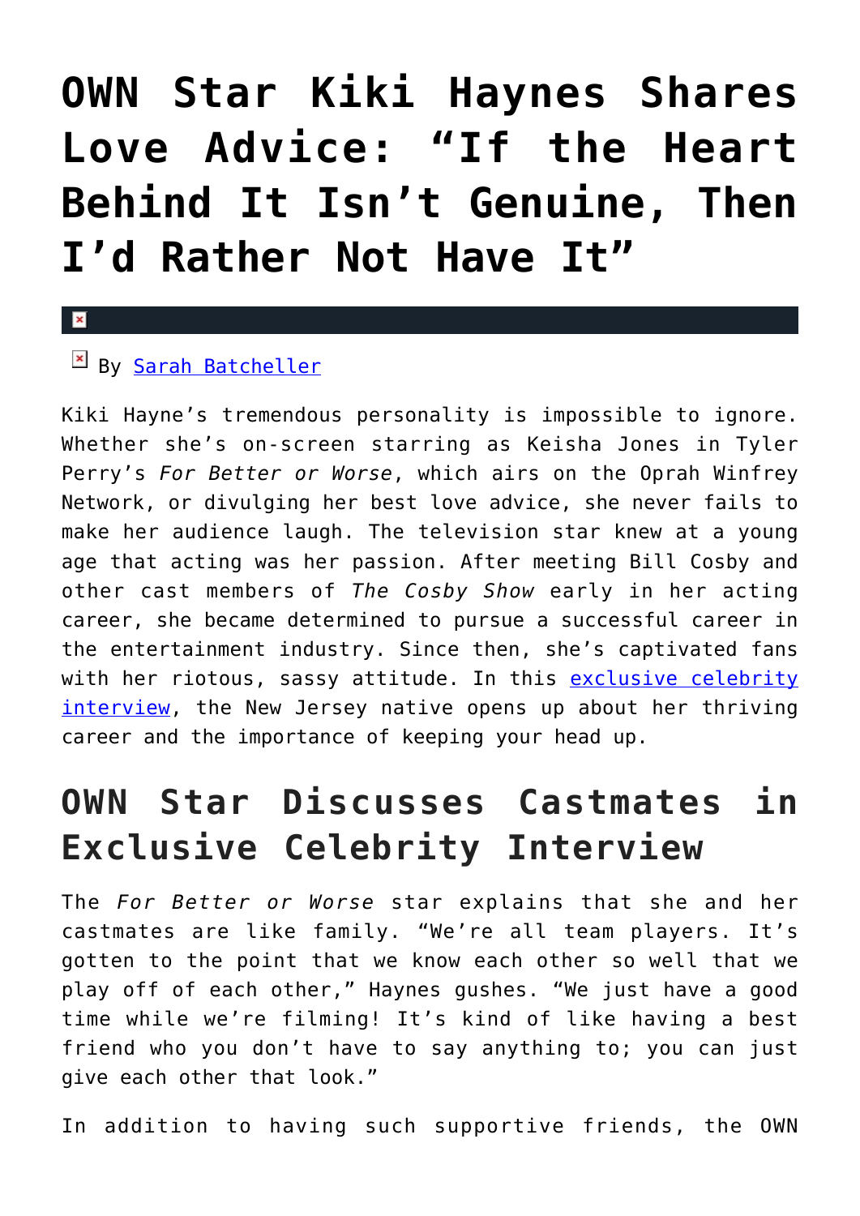# OWN Star Kiki Haynes Shares Love Advice: "If the Heart Behind It Isn't Genuine, Then I'd Rather Not Have It"

By [Sarah Batcheller]

Kiki Hayne's tremendous personality is impossible to ignore. Whether she's on-screen starring as Keisha Jones in Tyler Perry's *For Better or Worse*, which airs on the Oprah Winfrey Network, or divulging her best love advice, she never fails to make her audience laugh. The television star knew at a young age that acting was her passion. After meeting Bill Cosby and other cast members of *The Cosby Show* early in her acting career, she became determined to pursue a successful career in the entertainment industry. Since then, she's captivated fans with her riotous, sassy attitude. In this [exclusive celebrity interview], the New Jersey native opens up about her thriving career and the importance of keeping your head up.

## OWN Star Discusses Castmates in Exclusive Celebrity Interview

The *For Better or Worse* star explains that she and her castmates are like family. "We're all team players. It's gotten to the point that we know each other so well that we play off of each other," Haynes gushes. "We just have a good time while we're filming! It's kind of like having a best friend who you don't have to say anything to; you can just give each other that look."

In addition to having such supportive friends, the OWN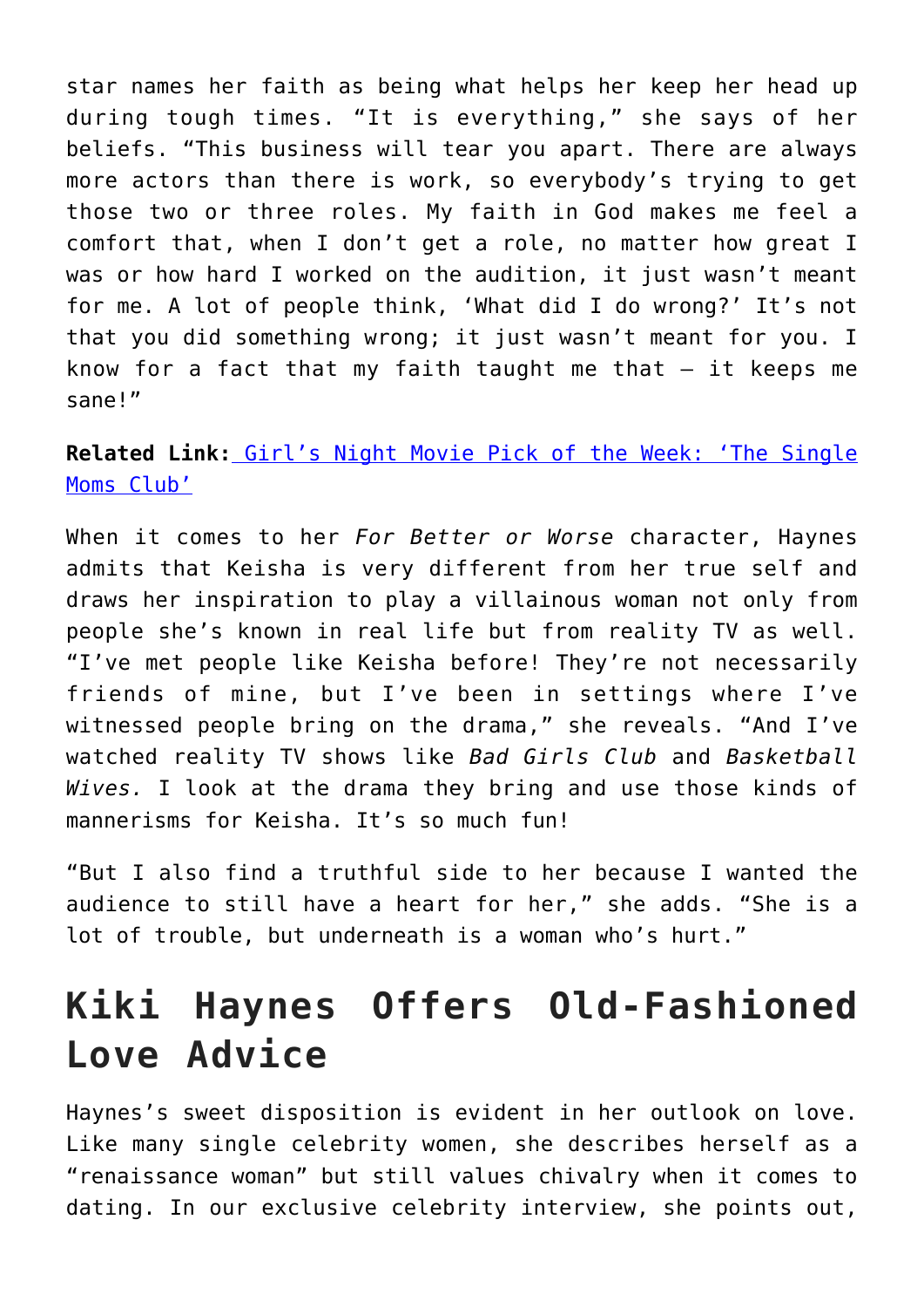star names her faith as being what helps her keep her head up during tough times. “It is everything,” she says of her beliefs. “This business will tear you apart. There are always more actors than there is work, so everybody’s trying to get those two or three roles. My faith in God makes me feel a comfort that, when I don’t get a role, no matter how great I was or how hard I worked on the audition, it just wasn’t meant for me. A lot of people think, ‘What did I do wrong?’ It’s not that you did something wrong; it just wasn’t meant for you. I know for a fact that my faith taught me that – it keeps me sane!”

**Related Link:** Girl’s Night Movie Pick of the Week: ‘The Single Moms Club’

When it comes to her *For Better or Worse* character, Haynes admits that Keisha is very different from her true self and draws her inspiration to play a villainous woman not only from people she’s known in real life but from reality TV as well. “I’ve met people like Keisha before! They’re not necessarily friends of mine, but I’ve been in settings where I’ve witnessed people bring on the drama,” she reveals. “And I’ve watched reality TV shows like *Bad Girls Club* and *Basketball Wives.* I look at the drama they bring and use those kinds of mannerisms for Keisha. It’s so much fun!

“But I also find a truthful side to her because I wanted the audience to still have a heart for her,” she adds. “She is a lot of trouble, but underneath is a woman who’s hurt.”

# Kiki Haynes Offers Old-Fashioned Love Advice

Haynes’s sweet disposition is evident in her outlook on love. Like many single celebrity women, she describes herself as a “renaissance woman” but still values chivalry when it comes to dating. In our exclusive celebrity interview, she points out,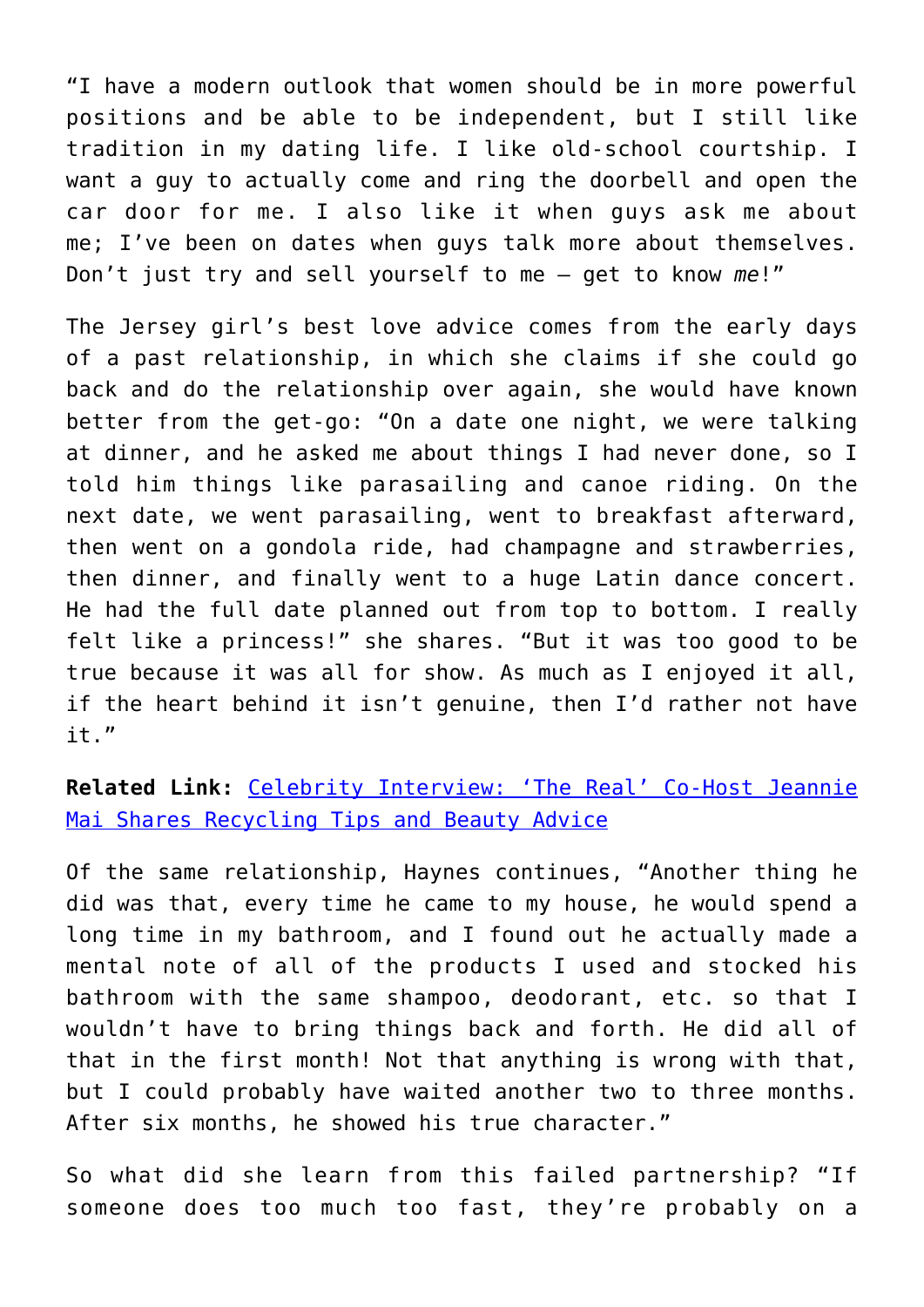"I have a modern outlook that women should be in more powerful positions and be able to be independent, but I still like tradition in my dating life. I like old-school courtship. I want a guy to actually come and ring the doorbell and open the car door for me. I also like it when guys ask me about me; I've been on dates when guys talk more about themselves. Don't just try and sell yourself to me – get to know *me*!"

The Jersey girl's best love advice comes from the early days of a past relationship, in which she claims if she could go back and do the relationship over again, she would have known better from the get-go: "On a date one night, we were talking at dinner, and he asked me about things I had never done, so I told him things like parasailing and canoe riding. On the next date, we went parasailing, went to breakfast afterward, then went on a gondola ride, had champagne and strawberries, then dinner, and finally went to a huge Latin dance concert. He had the full date planned out from top to bottom. I really felt like a princess!" she shares. "But it was too good to be true because it was all for show. As much as I enjoyed it all, if the heart behind it isn't genuine, then I'd rather not have it."

**Related Link:** [Celebrity Interview: 'The Real' Co-Host Jeannie Mai Shares Recycling Tips and Beauty Advice]()

Of the same relationship, Haynes continues, "Another thing he did was that, every time he came to my house, he would spend a long time in my bathroom, and I found out he actually made a mental note of all of the products I used and stocked his bathroom with the same shampoo, deodorant, etc. so that I wouldn't have to bring things back and forth. He did all of that in the first month! Not that anything is wrong with that, but I could probably have waited another two to three months. After six months, he showed his true character."

So what did she learn from this failed partnership? "If someone does too much too fast, they're probably on a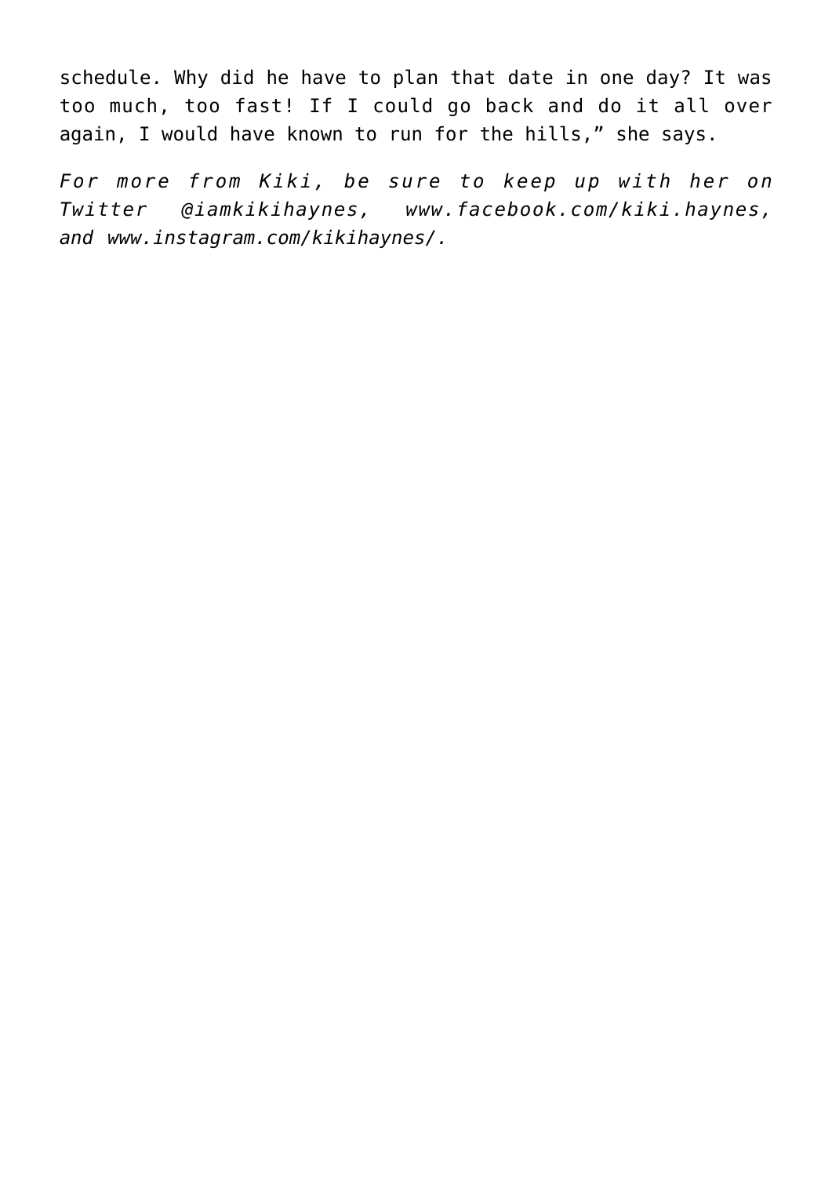schedule. Why did he have to plan that date in one day? It was too much, too fast! If I could go back and do it all over again, I would have known to run for the hills," she says.

*For more from Kiki, be sure to keep up with her on Twitter @iamkikihaynes, www.facebook.com/kiki.haynes, and www.instagram.com/kikihaynes/.*